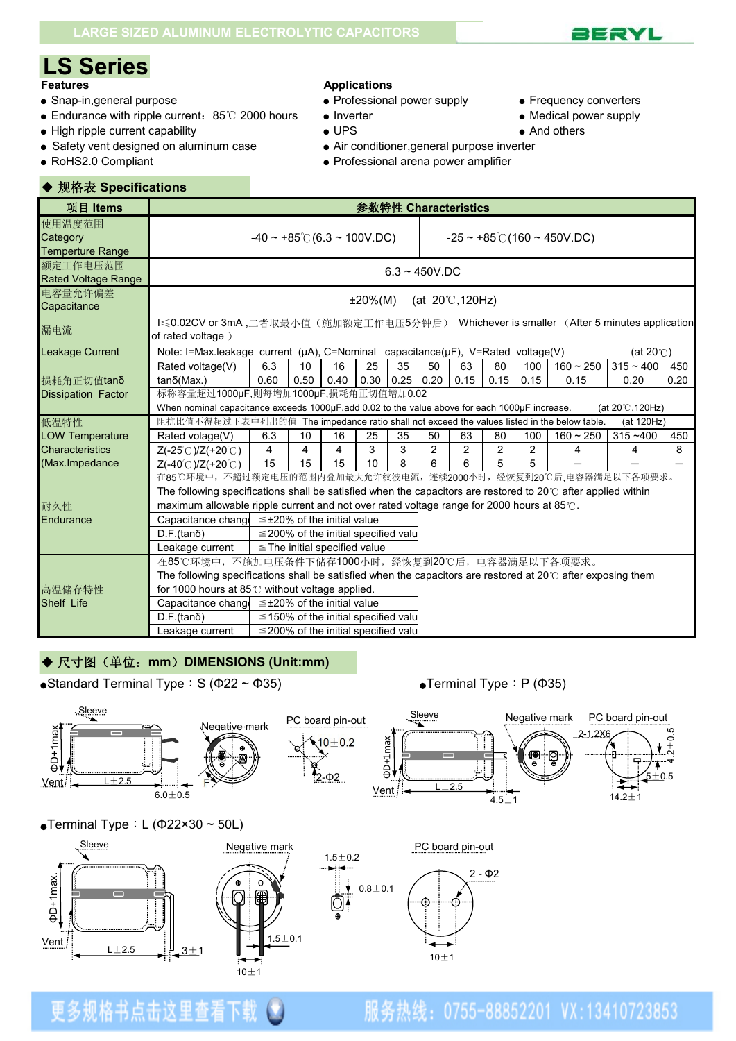LARGE SIZED ALUMINUM ELECTROLYTIC CAPACITORS

# LS Series

**Features**

- Snap-in,general purpose
- Endurance with ripple current：85℃ 2000 hours
- High ripple current capability
- Safety vent designed on aluminum case
- RoHS2.0 Compliant

**Applications**

- Professional power supply
- Inverter
- UPS
- Air conditioner,general purpose inverter
- Professional arena power amplifier
- Frequency converters
- Medical power supply
- And others

## ◆ 规格表 Specifications

| 项目 Items | 参数特性 Characteristics | | | | | | | | | | | |
|---|---|---|---|---|---|---|---|---|---|---|---|---|
| 使用温度范围 Category Temperture Range | -40 ~ +85℃(6.3 ~ 100V.DC) | | | | | | -25 ~ +85℃(160 ~ 450V.DC) | | | | | |
| 额定工作电压范围 Rated Voltage Range | 6.3 ~ 450V.DC | | | | | | | | | | | |
| 电容量允许偏差 Capacitance | ±20%(M)　(at 20℃,120Hz) | | | | | | | | | | | |
| 漏电流 Leakage Current | I≤0.02CV or 3mA ,二者取最小值（施加额定工作电压5分钟后） Whichever is smaller （After 5 minutes application of rated voltage ）<br>Note: I=Max.leakage current (μA), C=Nominal capacitance(μF), V=Rated voltage(V)　(at 20℃) | | | | | | | | | | | |
| 损耗角正切值tanδ Dissipation Factor | Rated voltage(V) | 6.3 | 10 | 16 | 25 | 35 | 50 | 63 | 80 | 100 | 160 ~ 250 | 315 ~ 400 | 450 |
| | tanδ(Max.) | 0.60 | 0.50 | 0.40 | 0.30 | 0.25 | 0.20 | 0.15 | 0.15 | 0.15 | 0.15 | 0.20 | 0.20 |
| | 标称容量超过1000μF,则每增加1000μF,损耗角正切值增加0.02<br>When nominal capacitance exceeds 1000μF,add 0.02 to the value above for each 1000μF increase.　(at 20℃,120Hz) | | | | | | | | | | | |
| 低温特性 LOW Temperature Characteristics (Max.Impedance | 阻抗比值不得超过下表中列出的值 The impedance ratio shall not exceed the values listed in the below table.　(at 120Hz) | | | | | | | | | | | |
| | Rated volage(V) | 6.3 | 10 | 16 | 25 | 35 | 50 | 63 | 80 | 100 | 160 ~ 250 | 315 ~400 | 450 |
| | Z(-25℃)/Z(+20℃) | 4 | 4 | 4 | 3 | 3 | 2 | 2 | 2 | 2 | 4 | 4 | 8 |
| | Z(-40℃)/Z(+20℃) | 15 | 15 | 15 | 10 | 8 | 6 | 6 | 5 | 5 | — | — | — |
| 耐久性 Endurance | 在85℃环境中，不超过额定电压的范围内叠加最大允许纹波电流，连续2000小时，经恢复到20℃后,电容器满足以下各项要求。<br>The following specifications shall be satisfied when the capacitors are restored to 20℃ after applied within maximum allowable ripple current and not over rated voltage range for 2000 hours at 85℃. | | | | | | | | | | | |
| | Capacitance change | ≦±20% of the initial value | | | | | | | | | | |
| | D.F.(tanδ) | ≦200% of the initial specified value | | | | | | | | | | |
| | Leakage current | ≦The initial specified value | | | | | | | | | | |
| 高温储存特性 Shelf Life | 在85℃环境中，不施加电压条件下储存1000小时，经恢复到20℃后，电容器满足以下各项要求。<br>The following specifications shall be satisfied when the capacitors are restored at 20℃ after exposing them for 1000 hours at 85℃ without voltage applied. | | | | | | | | | | | |
| | Capacitance change | ≦±20% of the initial value | | | | | | | | | | |
| | D.F.(tanδ) | ≦150% of the initial specified value | | | | | | | | | | |
| | Leakage current | ≦200% of the initial specified value | | | | | | | | | | |

## ◆ 尺寸图（单位：mm）DIMENSIONS (Unit:mm)

● Standard Terminal Type：S (Φ22 ~ Φ35)

Sleeve　Negative mark　PC board pin-out　ΦD+1max　Vent　L±2.5　6.0±0.5　F　10±0.2　2-Φ2

● Terminal Type：P (Φ35)

Sleeve　Negative mark　PC board pin-out　ΦD+1max　Vent　L±2.5　4.5±1　2-1.2X6　4.2±0.5　5±0.5　14.2±1

● Terminal Type：L (Φ22×30 ~ 50L)

Sleeve　Negative mark　PC board pin-out　ΦD+1max.　Vent　L±2.5　3±1　1.5±0.2　0.8±0.1　1.5±0.1　10±1　2 - Φ2　10±1

更多规格书点击这里查看下载　服务热线：0755-88852201 VX:13410723853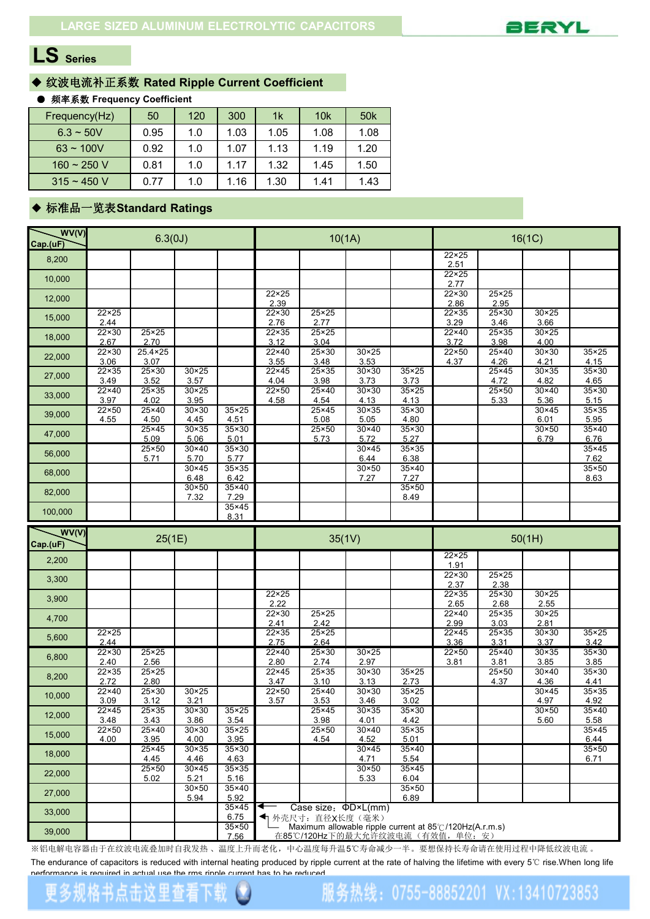LARGE SIZED ALUMINUM ELECTROLYTIC CAPACITORS

# LS Series

## ◆ 纹波电流补正系数 Rated Ripple Current Coefficient

● 频率系数 Frequency Coefficient

| Frequency(Hz) | 50 | 120 | 300 | 1k | 10k | 50k |
|---|---|---|---|---|---|---|
| 6.3 ~ 50V | 0.95 | 1.0 | 1.03 | 1.05 | 1.08 | 1.08 |
| 63 ~ 100V | 0.92 | 1.0 | 1.07 | 1.13 | 1.19 | 1.20 |
| 160 ~ 250 V | 0.81 | 1.0 | 1.17 | 1.32 | 1.45 | 1.50 |
| 315 ~ 450 V | 0.77 | 1.0 | 1.16 | 1.30 | 1.41 | 1.43 |

## ◆ 标准品一览表Standard Ratings

| Cap.(uF) \ WV(V) | 6.3(0J) | | | | 10(1A) | | | | 16(1C) | | | |
|---|---|---|---|---|---|---|---|---|---|---|---|---|
| 8,200 | | | | | | | | | 22×25 2.51 | | | |
| 10,000 | | | | | | | | | 22×25 2.77 | | | |
| 12,000 | | | | | 22×25 2.39 | | | | 22×30 2.86 | 25×25 2.95 | | |
| 15,000 | 22×25 2.44 | | | | 22×30 2.76 | 25×25 2.77 | | | 22×35 3.29 | 25×30 3.46 | 30×25 3.66 | |
| 18,000 | 22×30 2.67 | 25×25 2.70 | | | 22×35 3.12 | 25×25 3.04 | | | 22×40 3.72 | 25×35 3.98 | 30×25 4.00 | |
| 22,000 | 22×30 3.06 | 25.4×25 3.07 | | | 22×40 3.55 | 25×30 3.48 | 30×25 3.53 | | 22×50 4.37 | 25×40 4.26 | 30×30 4.21 | 35×25 4.15 |
| 27,000 | 22×35 3.49 | 25×30 3.52 | 30×25 3.57 | | 22×45 4.04 | 25×35 3.98 | 30×30 3.73 | 35×25 3.73 | | 25×45 4.72 | 30×35 4.82 | 35×30 4.65 |
| 33,000 | 22×40 3.97 | 25×35 4.02 | 30×25 3.95 | | 22×50 4.58 | 25×40 4.54 | 30×30 4.13 | 35×25 4.13 | | 25×50 5.33 | 30×40 5.36 | 35×30 5.15 |
| 39,000 | 22×50 4.55 | 25×40 4.50 | 30×30 4.45 | 35×25 4.51 | | 25×45 5.08 | 30×35 5.05 | 35×30 4.80 | | | 30×45 6.01 | 35×35 5.95 |
| 47,000 | | 25×45 5.09 | 30×35 5.06 | 35×30 5.01 | | 25×50 5.73 | 30×40 5.72 | 35×30 5.27 | | | 30×50 6.79 | 35×40 6.76 |
| 56,000 | | 25×50 5.71 | 30×40 5.70 | 35×30 5.77 | | | 30×45 6.44 | 35×35 6.38 | | | | 35×45 7.62 |
| 68,000 | | | 30×45 6.48 | 35×35 6.42 | | | 30×50 7.27 | 35×40 7.27 | | | | 35×50 8.63 |
| 82,000 | | | 30×50 7.32 | 35×40 7.29 | | | | 35×50 8.49 | | | | |
| 100,000 | | | | 35×45 8.31 | | | | | | | | |

| Cap.(uF) \ WV(V) | 25(1E) | | | | 35(1V) | | | | 50(1H) | | | |
|---|---|---|---|---|---|---|---|---|---|---|---|---|
| 2,200 | | | | | | | | | 22×25 1.91 | | | |
| 3,300 | | | | | | | | | 22×30 2.37 | 25×25 2.38 | | |
| 3,900 | | | | | 22×25 2.22 | | | | 22×35 2.65 | 25×30 2.68 | 30×25 2.55 | |
| 4,700 | | | | | 22×30 2.41 | 25×25 2.42 | | | 22×40 2.99 | 25×35 3.03 | 30×25 2.81 | |
| 5,600 | 22×25 2.44 | | | | 22×35 2.75 | 25×25 2.64 | | | 22×45 3.36 | 25×35 3.31 | 30×30 3.37 | 35×25 3.42 |
| 6,800 | 22×30 2.40 | 25×25 2.56 | | | 22×40 2.80 | 25×30 2.74 | 30×25 2.97 | | 22×50 3.81 | 25×40 3.81 | 30×35 3.85 | 35×30 3.85 |
| 8,200 | 22×35 2.72 | 25×25 2.80 | | | 22×45 3.47 | 25×35 3.10 | 30×30 3.13 | 35×25 2.73 | | 25×50 4.37 | 30×40 4.36 | 35×30 4.41 |
| 10,000 | 22×40 3.09 | 25×30 3.12 | 30×25 3.21 | | 22×50 3.57 | 25×40 3.53 | 30×30 3.46 | 35×25 3.02 | | | 30×45 4.97 | 35×35 4.92 |
| 12,000 | 22×45 3.48 | 25×35 3.43 | 30×30 3.86 | 35×25 3.54 | | 25×45 3.98 | 30×35 4.01 | 35×30 4.42 | | | 30×50 5.60 | 35×40 5.58 |
| 15,000 | 22×50 4.00 | 25×40 3.95 | 30×30 4.00 | 35×25 3.95 | | 25×50 4.54 | 30×40 4.52 | 35×35 5.01 | | | | 35×45 6.44 |
| 18,000 | | 25×45 4.45 | 30×35 4.46 | 35×30 4.63 | | | 30×45 4.71 | 35×40 5.54 | | | | 35×50 6.71 |
| 22,000 | | 25×50 5.02 | 30×45 5.21 | 35×35 5.16 | | | 30×50 5.33 | 35×45 6.04 | | | | |
| 27,000 | | | 30×50 5.94 | 35×40 5.92 | | | | 35×50 6.89 | | | | |
| 33,000 | | | | 35×45 6.75 | | | | | | | | |
| 39,000 | | | | 35×50 7.56 | | | | | | | | |

← Case size：ΦD×L(mm)
外壳尺寸：直径X长度（毫米）

← Maximum allowable ripple current at 85℃/120Hz(A.r.m.s)
在85℃/120Hz下的最大允许纹波电流（有效值，单位：安）

※铝电解电容器由于在纹波电流叠加时自我发热、温度上升而老化，中心温度每升温5℃寿命减少一半。要想保持长寿命请在使用过程中降低纹波电流。

The endurance of capacitors is reduced with internal heating produced by ripple current at the rate of halving the lifetime with every 5℃ rise.When long life performance is required in actual use the rms ripple current has to be reduced.

更多规格书点击这里查看下载 服务热线：0755-88852201 VX:13410723853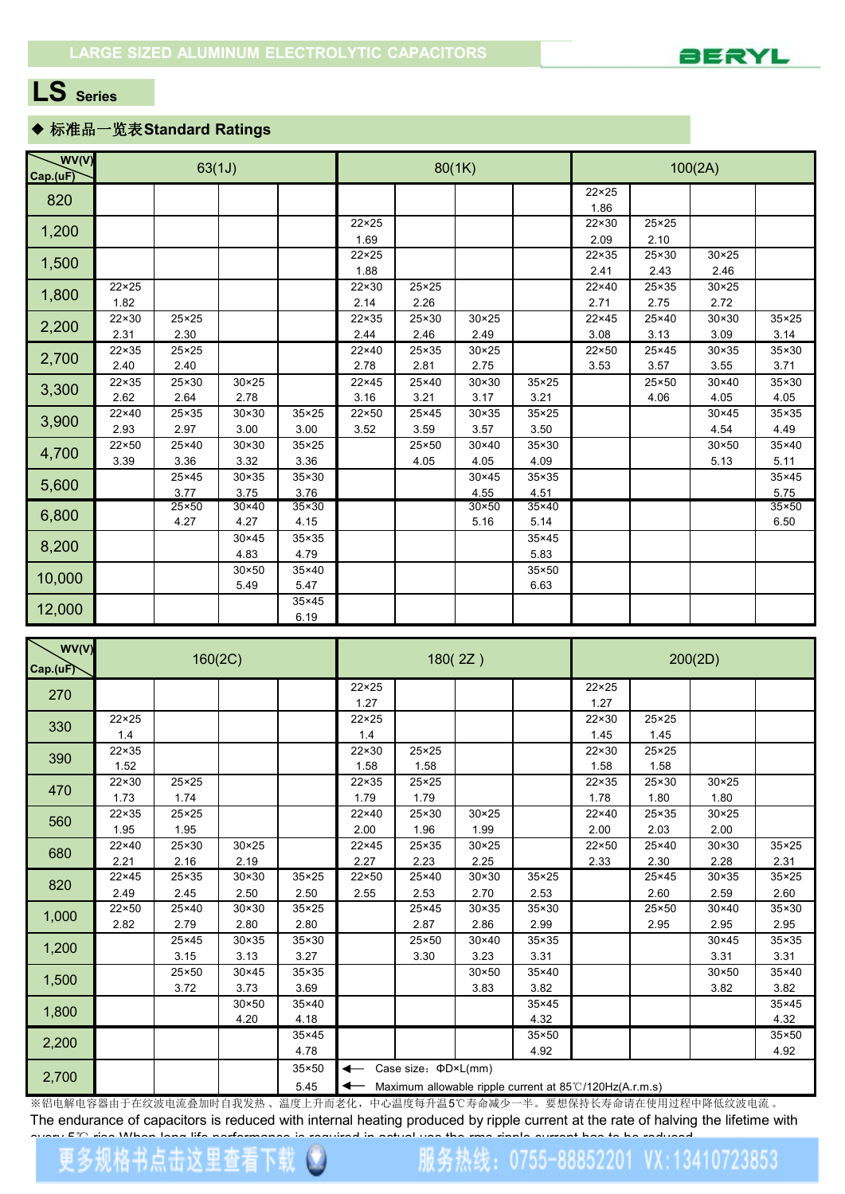LARGE SIZED ALUMINUM ELECTROLYTIC CAPACITORS

# LS Series

## ◆ 标准品一览表Standard Ratings

| WV(V) / Cap.(uF) | 63(1J) | | | | 80(1K) | | | | 100(2A) | | | |
|---|---|---|---|---|---|---|---|---|---|---|---|---|
| 820 | | | | | | | | | 22×25 1.86 | | | |
| 1,200 | | | | | 22×25 1.69 | | | | 22×30 2.09 | 25×25 2.10 | | |
| 1,500 | | | | | 22×25 1.88 | | | | 22×35 2.41 | 25×30 2.43 | 30×25 2.46 | |
| 1,800 | 22×25 1.82 | | | | 22×30 2.14 | 25×25 2.26 | | | 22×40 2.71 | 25×35 2.75 | 30×25 2.72 | |
| 2,200 | 22×30 2.31 | 25×25 2.30 | | | 22×35 2.44 | 25×30 2.46 | 30×25 2.49 | | 22×45 3.08 | 25×40 3.13 | 30×30 3.09 | 35×25 3.14 |
| 2,700 | 22×35 2.40 | 25×25 2.40 | | | 22×40 2.78 | 25×35 2.81 | 30×25 2.75 | | 22×50 3.53 | 25×45 3.57 | 30×35 3.55 | 35×30 3.71 |
| 3,300 | 22×35 2.62 | 25×30 2.64 | 30×25 2.78 | | 22×45 3.16 | 25×40 3.21 | 30×30 3.17 | 35×25 3.21 | | 25×50 4.06 | 30×40 4.05 | 35×30 4.05 |
| 3,900 | 22×40 2.93 | 25×35 2.97 | 30×30 3.00 | 35×25 3.00 | 22×50 3.52 | 25×45 3.59 | 30×35 3.57 | 35×25 3.50 | | | 30×45 4.54 | 35×35 4.49 |
| 4,700 | 22×50 3.39 | 25×40 3.36 | 30×30 3.32 | 35×25 3.36 | | 25×50 4.05 | 30×40 4.05 | 35×30 4.09 | | | 30×50 5.13 | 35×40 5.11 |
| 5,600 | | 25×45 3.77 | 30×35 3.75 | 35×30 3.76 | | | 30×45 4.55 | 35×35 4.51 | | | | 35×45 5.75 |
| 6,800 | | 25×50 4.27 | 30×40 4.27 | 35×30 4.15 | | | 30×50 5.16 | 35×40 5.14 | | | | 35×50 6.50 |
| 8,200 | | | 30×45 4.83 | 35×35 4.79 | | | | 35×45 5.83 | | | | |
| 10,000 | | | 30×50 5.49 | 35×40 5.47 | | | | 35×50 6.63 | | | | |
| 12,000 | | | | 35×45 6.19 | | | | | | | | |

| WV(V) / Cap.(uF) | 160(2C) | | | | 180( 2Z ) | | | | 200(2D) | | | |
|---|---|---|---|---|---|---|---|---|---|---|---|---|
| 270 | | | | | 22×25 1.27 | | | | 22×25 1.27 | | | |
| 330 | 22×25 1.4 | | | | 22×25 1.4 | | | | 22×30 1.45 | 25×25 1.45 | | |
| 390 | 22×35 1.52 | | | | 22×30 1.58 | 25×25 1.58 | | | 22×30 1.58 | 25×25 1.58 | | |
| 470 | 22×30 1.73 | 25×25 1.74 | | | 22×35 1.79 | 25×25 1.79 | | | 22×35 1.78 | 25×30 1.80 | 30×25 1.80 | |
| 560 | 22×35 1.95 | 25×25 1.95 | | | 22×40 2.00 | 25×30 1.96 | 30×25 1.99 | | 22×40 2.00 | 25×35 2.03 | 30×25 2.00 | |
| 680 | 22×40 2.21 | 25×30 2.16 | 30×25 2.19 | | 22×45 2.27 | 25×35 2.23 | 30×25 2.25 | | 22×50 2.33 | 25×40 2.30 | 30×30 2.28 | 35×25 2.31 |
| 820 | 22×45 2.49 | 25×35 2.45 | 30×30 2.50 | 35×25 2.50 | 22×50 2.55 | 25×40 2.53 | 30×30 2.70 | 35×25 2.53 | | 25×45 2.60 | 30×35 2.59 | 35×25 2.60 |
| 1,000 | 22×50 2.82 | 25×40 2.79 | 30×30 2.80 | 35×25 2.80 | | 25×45 2.87 | 30×35 2.86 | 35×30 2.99 | | 25×50 2.95 | 30×40 2.95 | 35×30 2.95 |
| 1,200 | | 25×45 3.15 | 30×35 3.13 | 35×30 3.27 | | 25×50 3.30 | 30×40 3.23 | 35×35 3.31 | | | 30×45 3.31 | 35×35 3.31 |
| 1,500 | | 25×50 3.72 | 30×45 3.73 | 35×35 3.69 | | | 30×50 3.83 | 35×40 3.82 | | | 30×50 3.82 | 35×40 3.82 |
| 1,800 | | | 30×50 4.20 | 35×40 4.18 | | | | 35×45 4.32 | | | | 35×45 4.32 |
| 2,200 | | | | 35×45 4.78 | | | | 35×50 4.92 | | | | 35×50 4.92 |
| 2,700 | | | | 35×50 5.45 | ← Case size：ΦD×L(mm) ← Maximum allowable ripple current at 85℃/120Hz(A.r.m.s) | | | | | | | |

※铝电解电容器由于在纹波电流叠加时自我发热、温度上升而老化，中心温度每升温5℃寿命减少一半。要想保持长寿命请在使用过程中降低纹波电流。

The endurance of capacitors is reduced with internal heating produced by ripple current at the rate of halving the lifetime with every 5℃ rise.When long life performance is required in actual use,the rms ripple current has to be reduced.

更多规格书点击这里查看下载 服务热线：0755-88852201 VX:13410723853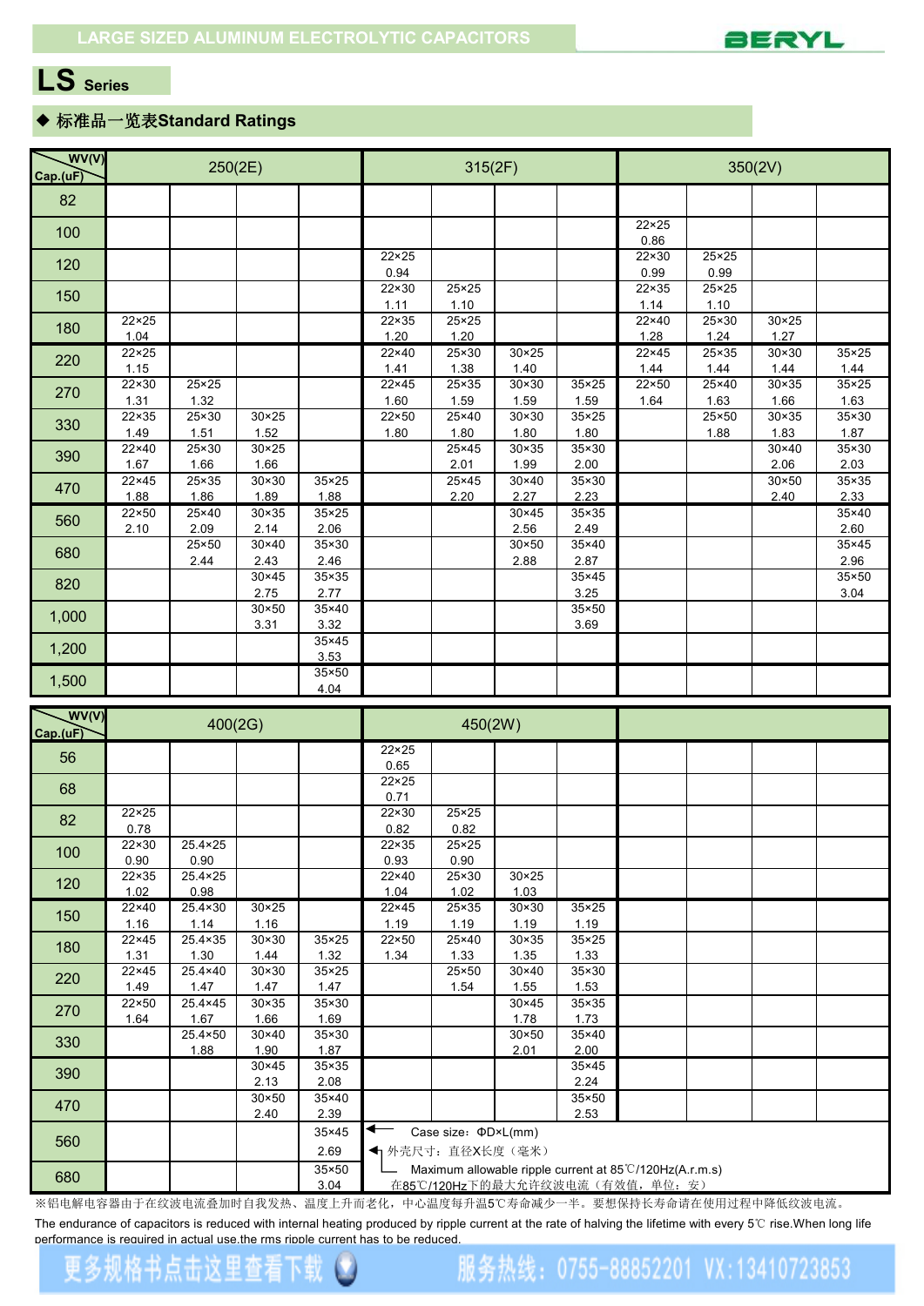LARGE SIZED ALUMINUM ELECTROLYTIC CAPACITORS

# LS Series

## ◆ 标准品一览表Standard Ratings

| WV(V) / Cap.(uF) | 250(2E) | | | | 315(2F) | | | | 350(2V) | | | |
|---|---|---|---|---|---|---|---|---|---|---|---|---|
| 82 | | | | | | | | | | | | |
| 100 | | | | | | | | | 22×25 0.86 | | | |
| 120 | | | | | 22×25 0.94 | | | | 22×30 0.99 | 25×25 0.99 | | |
| 150 | | | | | 22×30 1.11 | 25×25 1.10 | | | 22×35 1.14 | 25×25 1.10 | | |
| 180 | 22×25 1.04 | | | | 22×35 1.20 | 25×25 1.20 | | | 22×40 1.28 | 25×30 1.24 | 30×25 1.27 | |
| 220 | 22×25 1.15 | | | | 22×40 1.41 | 25×30 1.38 | 30×25 1.40 | | 22×45 1.44 | 25×35 1.44 | 30×30 1.44 | 35×25 1.44 |
| 270 | 22×30 1.31 | 25×25 1.32 | | | 22×45 1.60 | 25×35 1.59 | 30×30 1.59 | 35×25 1.59 | 22×50 1.64 | 25×40 1.63 | 30×35 1.66 | 35×25 1.63 |
| 330 | 22×35 1.49 | 25×30 1.51 | 30×25 1.52 | | 22×50 1.80 | 25×40 1.80 | 30×30 1.80 | 35×25 1.80 | | 25×50 1.88 | 30×35 1.83 | 35×30 1.87 |
| 390 | 22×40 1.67 | 25×30 1.66 | 30×25 1.66 | | | 25×45 2.01 | 30×35 1.99 | 35×30 2.00 | | | 30×40 2.06 | 35×30 2.03 |
| 470 | 22×45 1.88 | 25×35 1.86 | 30×30 1.89 | 35×25 1.88 | | 25×45 2.20 | 30×40 2.27 | 35×30 2.23 | | | 30×50 2.40 | 35×35 2.33 |
| 560 | 22×50 2.10 | 25×40 2.09 | 30×35 2.14 | 35×25 2.06 | | | 30×45 2.56 | 35×35 2.49 | | | | 35×40 2.60 |
| 680 | | 25×50 2.44 | 30×40 2.43 | 35×30 2.46 | | | 30×50 2.88 | 35×40 2.87 | | | | 35×45 2.96 |
| 820 | | | 30×45 2.75 | 35×35 2.77 | | | | 35×45 3.25 | | | | 35×50 3.04 |
| 1,000 | | | 30×50 3.31 | 35×40 3.32 | | | | 35×50 3.69 | | | | |
| 1,200 | | | | 35×45 3.53 | | | | | | | | |
| 1,500 | | | | 35×50 4.04 | | | | | | | | |

| WV(V) / Cap.(uF) | 400(2G) | | | | 450(2W) | | | |
|---|---|---|---|---|---|---|---|---|
| 56 | | | | | 22×25 0.65 | | | |
| 68 | | | | | 22×25 0.71 | | | |
| 82 | 22×25 0.78 | | | | 22×30 0.82 | 25×25 0.82 | | |
| 100 | 22×30 0.90 | 25.4×25 0.90 | | | 22×35 0.93 | 25×25 0.90 | | |
| 120 | 22×35 1.02 | 25.4×25 0.98 | | | 22×40 1.04 | 25×30 1.02 | 30×25 1.03 | |
| 150 | 22×40 1.16 | 25.4×30 1.14 | 30×25 1.16 | | 22×45 1.19 | 25×35 1.19 | 30×30 1.19 | 35×25 1.19 |
| 180 | 22×45 1.31 | 25.4×35 1.30 | 30×30 1.44 | 35×25 1.32 | 22×50 1.34 | 25×40 1.33 | 30×35 1.35 | 35×25 1.33 |
| 220 | 22×45 1.49 | 25.4×40 1.47 | 30×30 1.47 | 35×25 1.47 | | 25×50 1.54 | 30×40 1.55 | 35×30 1.53 |
| 270 | 22×50 1.64 | 25.4×45 1.67 | 30×35 1.66 | 35×30 1.69 | | | 30×45 1.78 | 35×35 1.73 |
| 330 | | 25.4×50 1.88 | 30×40 1.90 | 35×30 1.87 | | | 30×50 2.01 | 35×40 2.00 |
| 390 | | | 30×45 2.13 | 35×35 2.08 | | | | 35×45 2.24 |
| 470 | | | 30×50 2.40 | 35×40 2.39 | | | | 35×50 2.53 |
| 560 | | | | 35×45 2.69 | | | | |
| 680 | | | | 35×50 3.04 | | | | |

Case size：ΦD×L(mm)
外壳尺寸：直径X长度（毫米）
Maximum allowable ripple current at 85℃/120Hz(A.r.m.s)
在85℃/120Hz下的最大允许纹波电流（有效值，单位：安）

※铝电解电容器由于在纹波电流叠加时自我发热、温度上升而老化，中心温度每升温5℃寿命减少一半。要想保持长寿命请在使用过程中降低纹波电流。

The endurance of capacitors is reduced with internal heating produced by ripple current at the rate of halving the lifetime with every 5℃ rise.When long life performance is required in actual use,the rms ripple current has to be reduced.

更多规格书点击这里查看下载　服务热线：0755-88852201 VX:13410723853